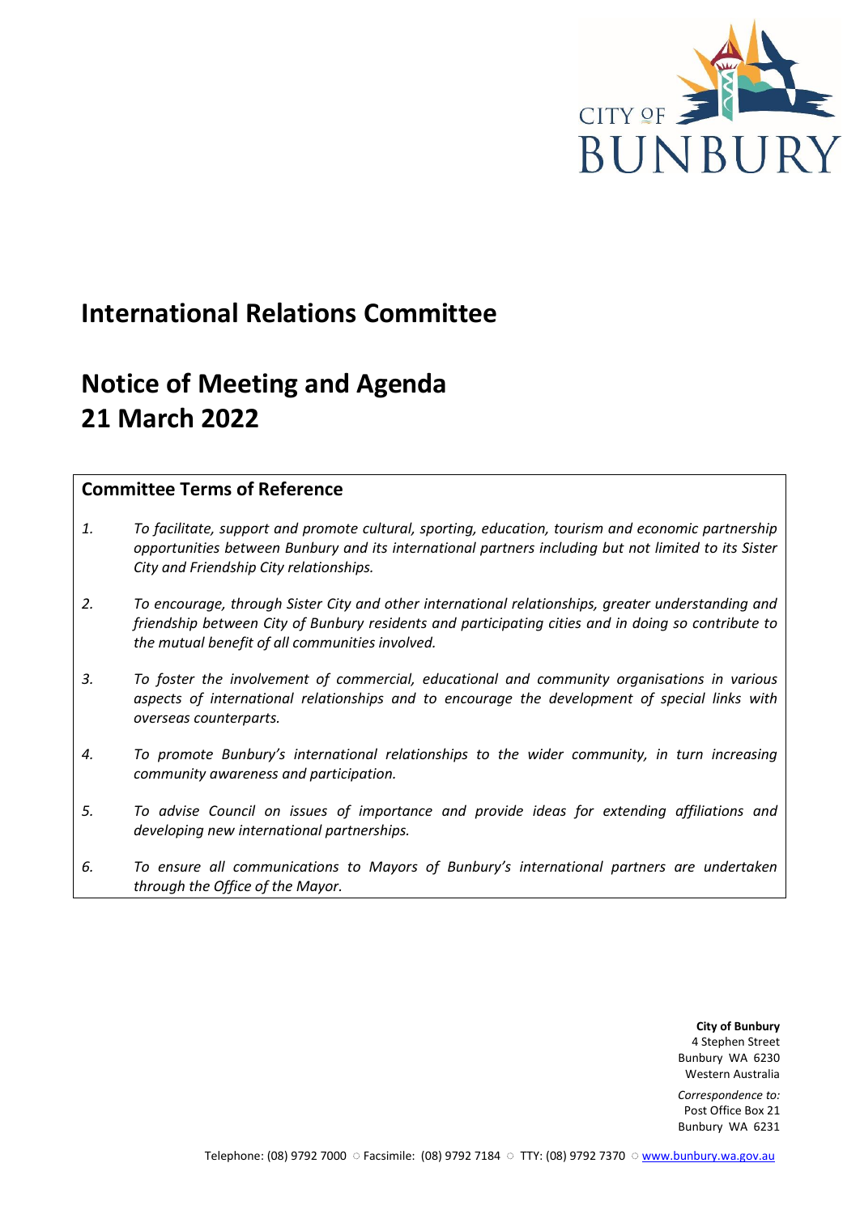# International Relations Committee

# Notice of Meeting and Agenda 21 March 2022

## Committee Terms of Reference

1. *To facilitate, support and promote cultural, sporting, education, tourism and economic partnership opportunities between Bunbury and its international partners including but not limited to its Sister City and Friendship City relationships.*

2. *To encourage, through Sister City and other international relationships, greater understanding and friendship between City of Bunbury residents and participating cities and in doing so contribute to the mutual benefit of all communities involved.*

3. *To foster the involvement of commercial, educational and community organisations in various aspects of international relationships and to encourage the development of special links with overseas counterparts.*

4. *To promote Bunbury's international relationships to the wider community, in turn increasing community awareness and participation.*

5. *To advise Council on issues of importance and provide ideas for extending affiliations and developing new international partnerships.*

6. *To ensure all communications to Mayors of Bunbury's international partners are undertaken through the Office of the Mayor.*

**City of Bunbury**
4 Stephen Street
Bunbury WA 6230
Western Australia

*Correspondence to:*
Post Office Box 21
Bunbury WA 6231

Telephone: (08) 9792 7000 ○ Facsimile: (08) 9792 7184 ○ TTY: (08) 9792 7370 ○ www.bunbury.wa.gov.au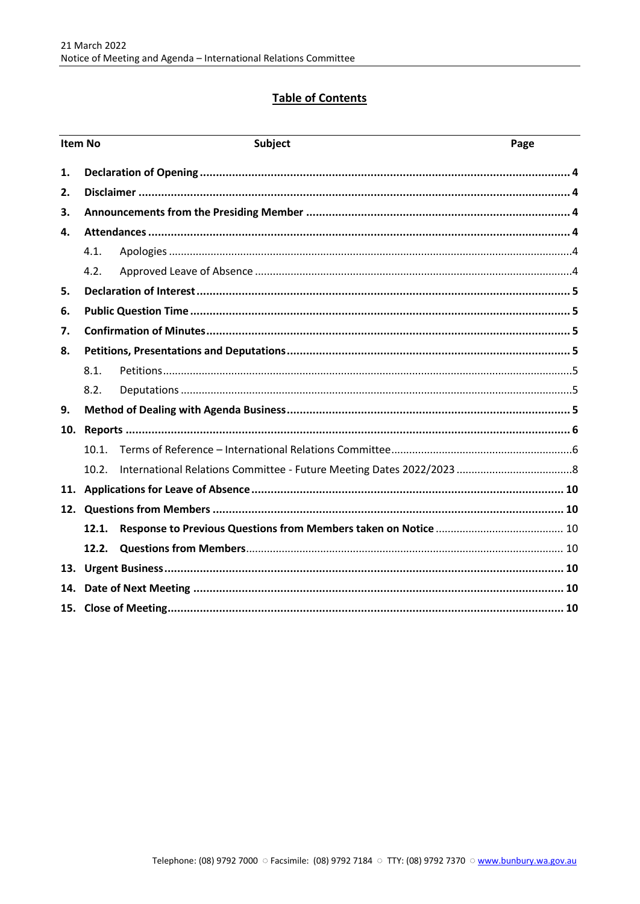# Table of Contents

| Item No | Subject | Page |
|---|---|---|
| **1.** | **Declaration of Opening** | **4** |
| **2.** | **Disclaimer** | **4** |
| **3.** | **Announcements from the Presiding Member** | **4** |
| **4.** | **Attendances** | **4** |
| 4.1. | Apologies | 4 |
| 4.2. | Approved Leave of Absence | 4 |
| **5.** | **Declaration of Interest** | **5** |
| **6.** | **Public Question Time** | **5** |
| **7.** | **Confirmation of Minutes** | **5** |
| **8.** | **Petitions, Presentations and Deputations** | **5** |
| 8.1. | Petitions | 5 |
| 8.2. | Deputations | 5 |
| **9.** | **Method of Dealing with Agenda Business** | **5** |
| **10.** | **Reports** | **6** |
| 10.1. | Terms of Reference – International Relations Committee | 6 |
| 10.2. | International Relations Committee - Future Meeting Dates 2022/2023 | 8 |
| **11.** | **Applications for Leave of Absence** | **10** |
| **12.** | **Questions from Members** | **10** |
| **12.1.** | **Response to Previous Questions from Members taken on Notice** | 10 |
| **12.2.** | **Questions from Members** | 10 |
| **13.** | **Urgent Business** | **10** |
| **14.** | **Date of Next Meeting** | **10** |
| **15.** | **Close of Meeting** | **10** |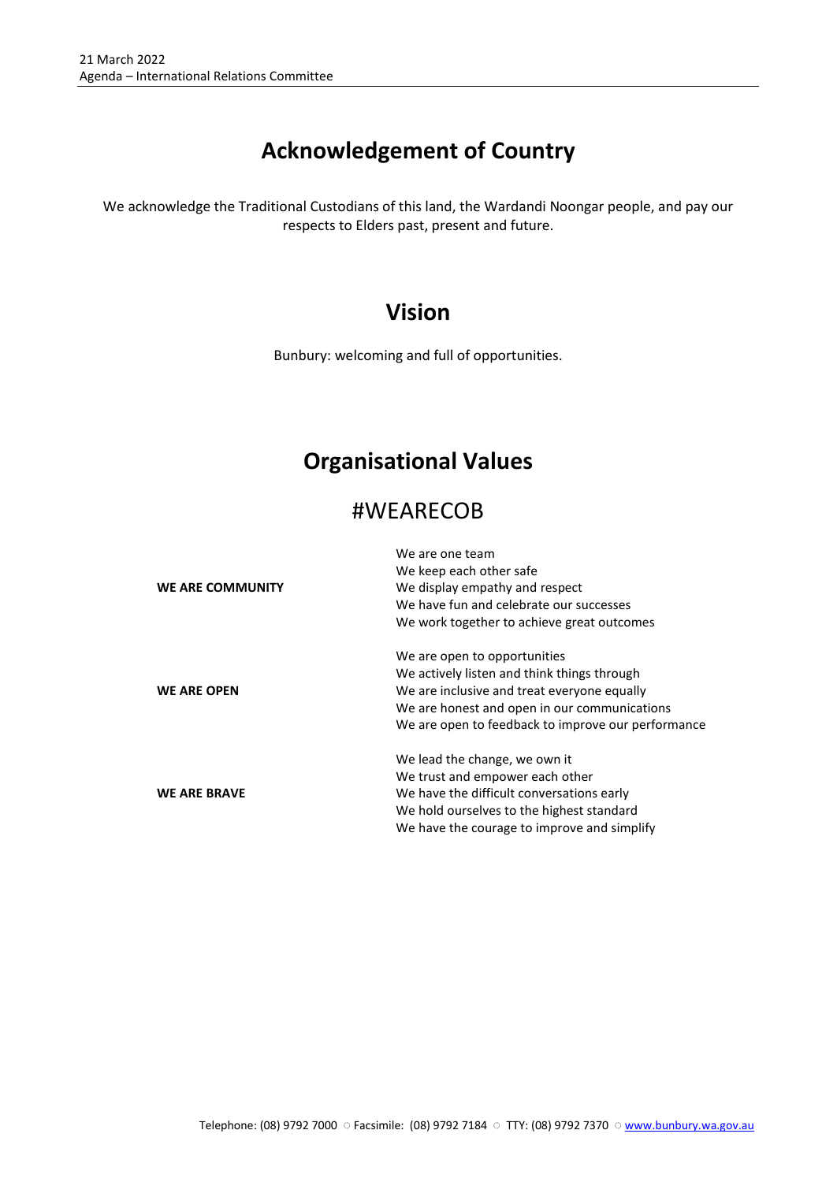# Acknowledgement of Country

We acknowledge the Traditional Custodians of this land, the Wardandi Noongar people, and pay our respects to Elders past, present and future.

# Vision

Bunbury: welcoming and full of opportunities.

# Organisational Values

## #WEARECOB

| | |
|---|---|
| **WE ARE COMMUNITY** | We are one team<br>We keep each other safe<br>We display empathy and respect<br>We have fun and celebrate our successes<br>We work together to achieve great outcomes |
| **WE ARE OPEN** | We are open to opportunities<br>We actively listen and think things through<br>We are inclusive and treat everyone equally<br>We are honest and open in our communications<br>We are open to feedback to improve our performance |
| **WE ARE BRAVE** | We lead the change, we own it<br>We trust and empower each other<br>We have the difficult conversations early<br>We hold ourselves to the highest standard<br>We have the courage to improve and simplify |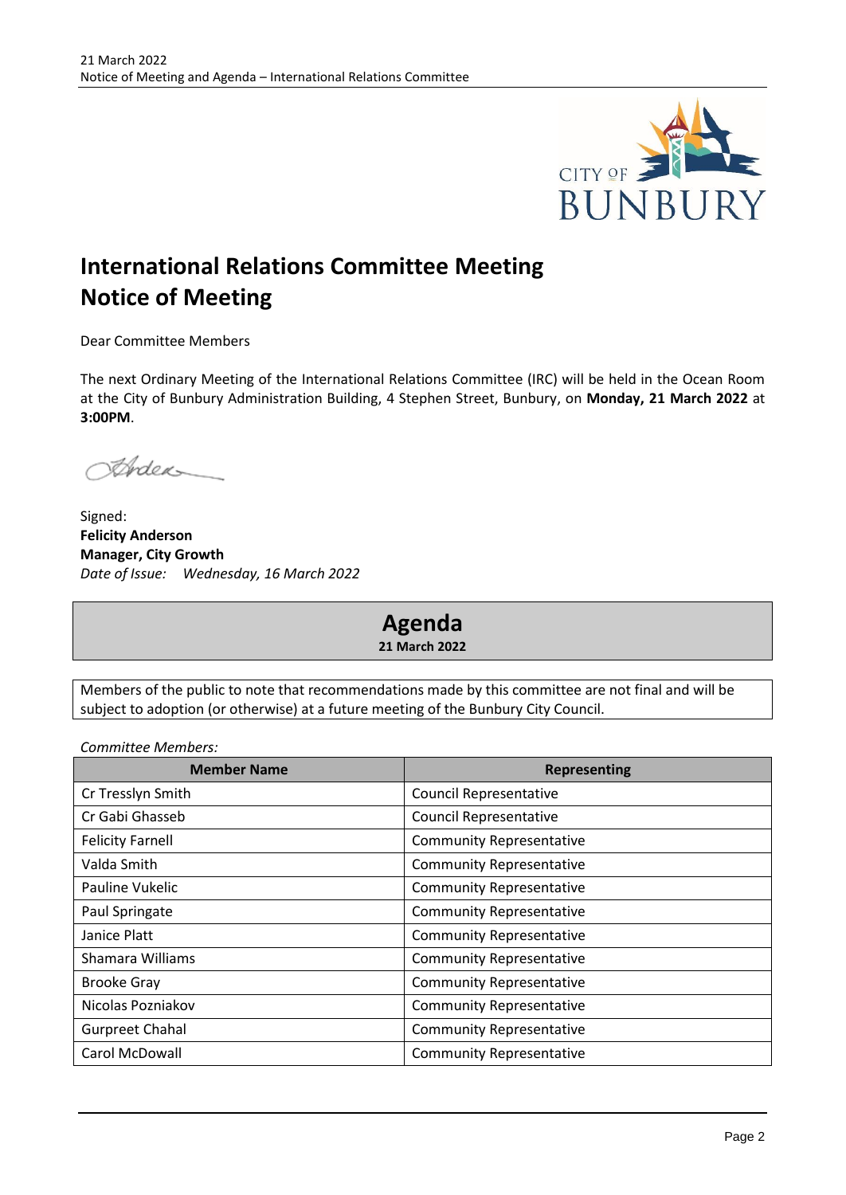# International Relations Committee Meeting Notice of Meeting

Dear Committee Members

The next Ordinary Meeting of the International Relations Committee (IRC) will be held in the Ocean Room at the City of Bunbury Administration Building, 4 Stephen Street, Bunbury, on **Monday, 21 March 2022** at **3:00PM**.

Signed:
**Felicity Anderson**
**Manager, City Growth**
*Date of Issue: Wednesday, 16 March 2022*

## Agenda

**21 March 2022**

Members of the public to note that recommendations made by this committee are not final and will be subject to adoption (or otherwise) at a future meeting of the Bunbury City Council.

*Committee Members:*

| Member Name | Representing |
|---|---|
| Cr Tresslyn Smith | Council Representative |
| Cr Gabi Ghasseb | Council Representative |
| Felicity Farnell | Community Representative |
| Valda Smith | Community Representative |
| Pauline Vukelic | Community Representative |
| Paul Springate | Community Representative |
| Janice Platt | Community Representative |
| Shamara Williams | Community Representative |
| Brooke Gray | Community Representative |
| Nicolas Pozniakov | Community Representative |
| Gurpreet Chahal | Community Representative |
| Carol McDowall | Community Representative |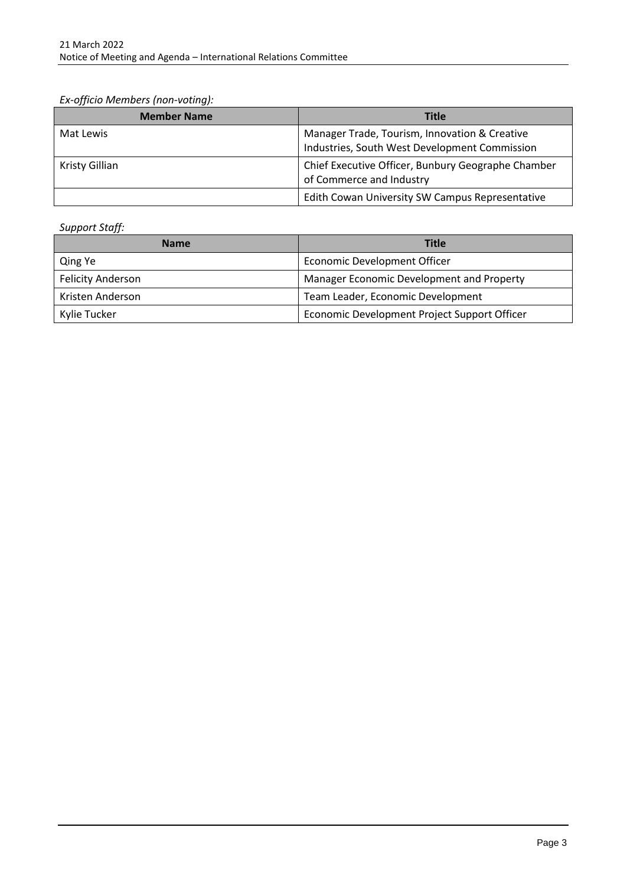*Ex-officio Members (non-voting):*

| Member Name | Title |
| --- | --- |
| Mat Lewis | Manager Trade, Tourism, Innovation & Creative Industries, South West Development Commission |
| Kristy Gillian | Chief Executive Officer, Bunbury Geographe Chamber of Commerce and Industry |
| | Edith Cowan University SW Campus Representative |

*Support Staff:*

| Name | Title |
| --- | --- |
| Qing Ye | Economic Development Officer |
| Felicity Anderson | Manager Economic Development and Property |
| Kristen Anderson | Team Leader, Economic Development |
| Kylie Tucker | Economic Development Project Support Officer |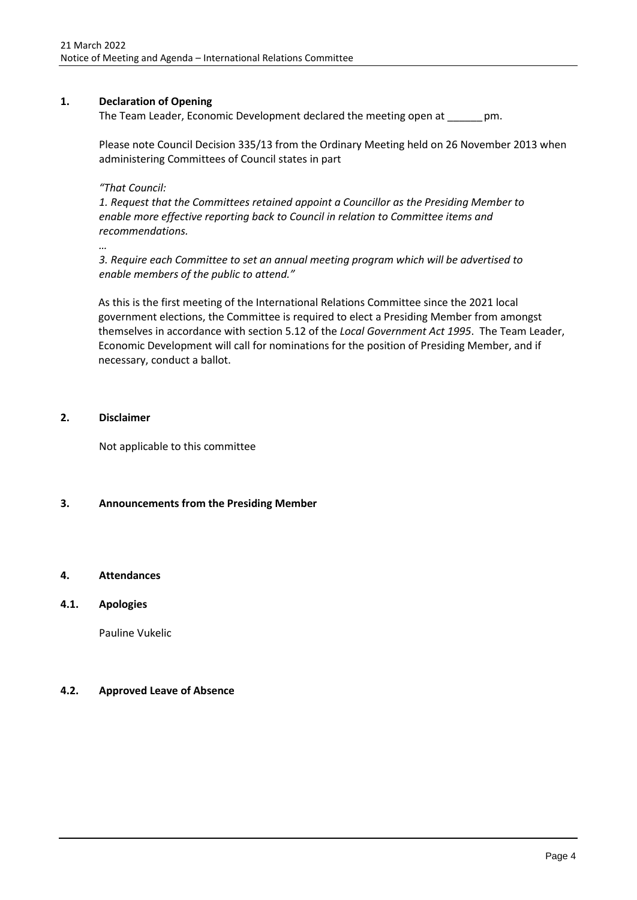## 1. Declaration of Opening

The Team Leader, Economic Development declared the meeting open at ______ pm.

Please note Council Decision 335/13 from the Ordinary Meeting held on 26 November 2013 when administering Committees of Council states in part

*"That Council:*
*1. Request that the Committees retained appoint a Councillor as the Presiding Member to enable more effective reporting back to Council in relation to Committee items and recommendations.*
*…*
*3. Require each Committee to set an annual meeting program which will be advertised to enable members of the public to attend."*

As this is the first meeting of the International Relations Committee since the 2021 local government elections, the Committee is required to elect a Presiding Member from amongst themselves in accordance with section 5.12 of the *Local Government Act 1995*. The Team Leader, Economic Development will call for nominations for the position of Presiding Member, and if necessary, conduct a ballot.

## 2. Disclaimer

Not applicable to this committee

## 3. Announcements from the Presiding Member

## 4. Attendances

### 4.1. Apologies

Pauline Vukelic

### 4.2. Approved Leave of Absence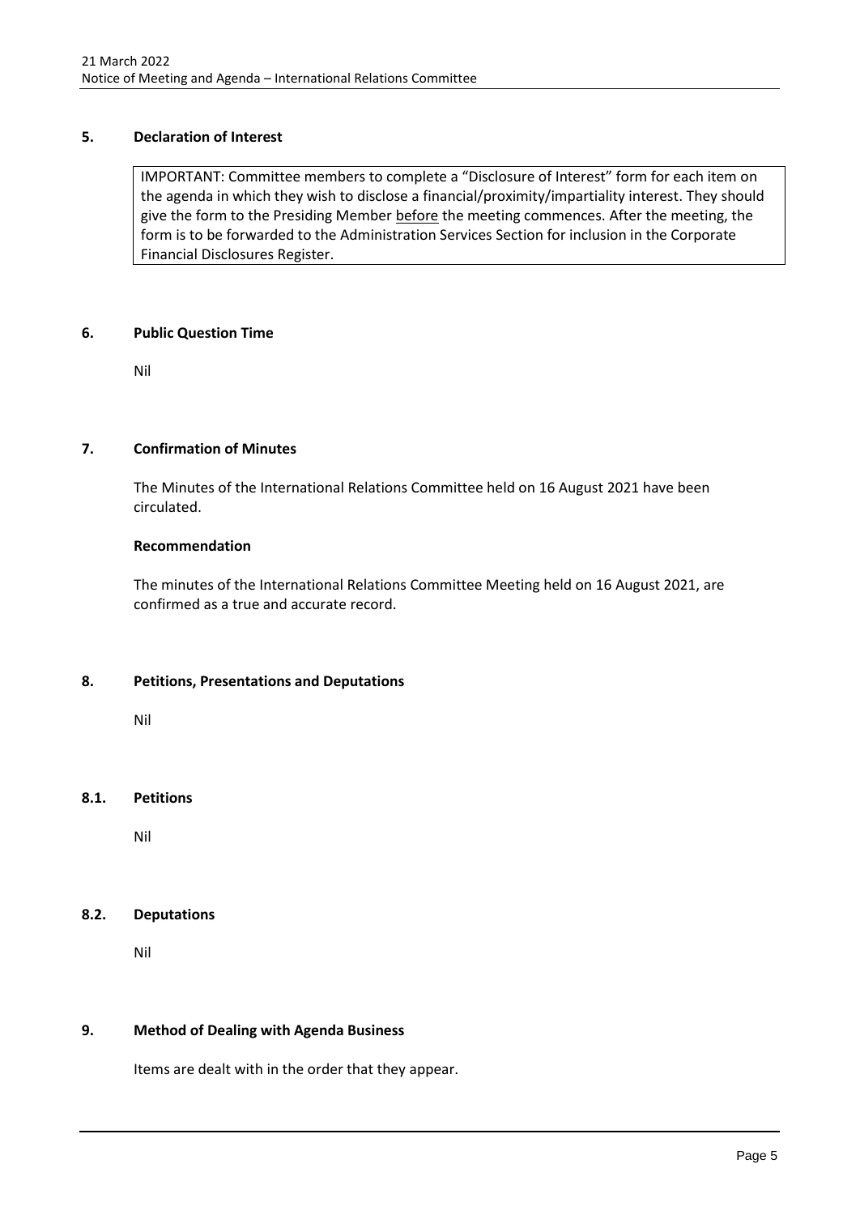## 5. Declaration of Interest

IMPORTANT: Committee members to complete a "Disclosure of Interest" form for each item on the agenda in which they wish to disclose a financial/proximity/impartiality interest. They should give the form to the Presiding Member before the meeting commences. After the meeting, the form is to be forwarded to the Administration Services Section for inclusion in the Corporate Financial Disclosures Register.

## 6. Public Question Time

Nil

## 7. Confirmation of Minutes

The Minutes of the International Relations Committee held on 16 August 2021 have been circulated.

**Recommendation**

The minutes of the International Relations Committee Meeting held on 16 August 2021, are confirmed as a true and accurate record.

## 8. Petitions, Presentations and Deputations

Nil

### 8.1. Petitions

Nil

### 8.2. Deputations

Nil

## 9. Method of Dealing with Agenda Business

Items are dealt with in the order that they appear.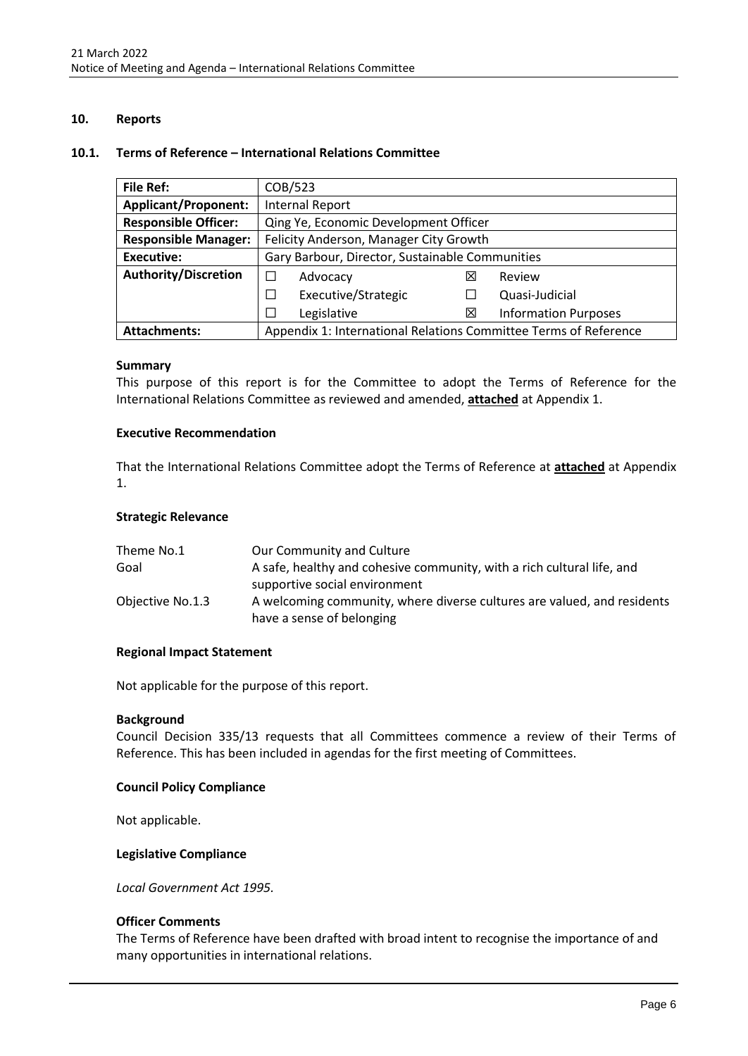## 10. Reports

### 10.1. Terms of Reference – International Relations Committee

| File Ref: | COB/523 | | | |
|---|---|---|---|---|
| **Applicant/Proponent:** | Internal Report | | | |
| **Responsible Officer:** | Qing Ye, Economic Development Officer | | | |
| **Responsible Manager:** | Felicity Anderson, Manager City Growth | | | |
| **Executive:** | Gary Barbour, Director, Sustainable Communities | | | |
| **Authority/Discretion** | ☐ | Advocacy | ☒ | Review |
| | ☐ | Executive/Strategic | ☐ | Quasi-Judicial |
| | ☐ | Legislative | ☒ | Information Purposes |
| **Attachments:** | Appendix 1: International Relations Committee Terms of Reference | | | |

**Summary**

This purpose of this report is for the Committee to adopt the Terms of Reference for the International Relations Committee as reviewed and amended, **attached** at Appendix 1.

**Executive Recommendation**

That the International Relations Committee adopt the Terms of Reference at **attached** at Appendix 1.

**Strategic Relevance**

| | |
|---|---|
| Theme No.1 | Our Community and Culture |
| Goal | A safe, healthy and cohesive community, with a rich cultural life, and supportive social environment |
| Objective No.1.3 | A welcoming community, where diverse cultures are valued, and residents have a sense of belonging |

**Regional Impact Statement**

Not applicable for the purpose of this report.

**Background**

Council Decision 335/13 requests that all Committees commence a review of their Terms of Reference. This has been included in agendas for the first meeting of Committees.

**Council Policy Compliance**

Not applicable.

**Legislative Compliance**

*Local Government Act 1995*.

**Officer Comments**

The Terms of Reference have been drafted with broad intent to recognise the importance of and many opportunities in international relations.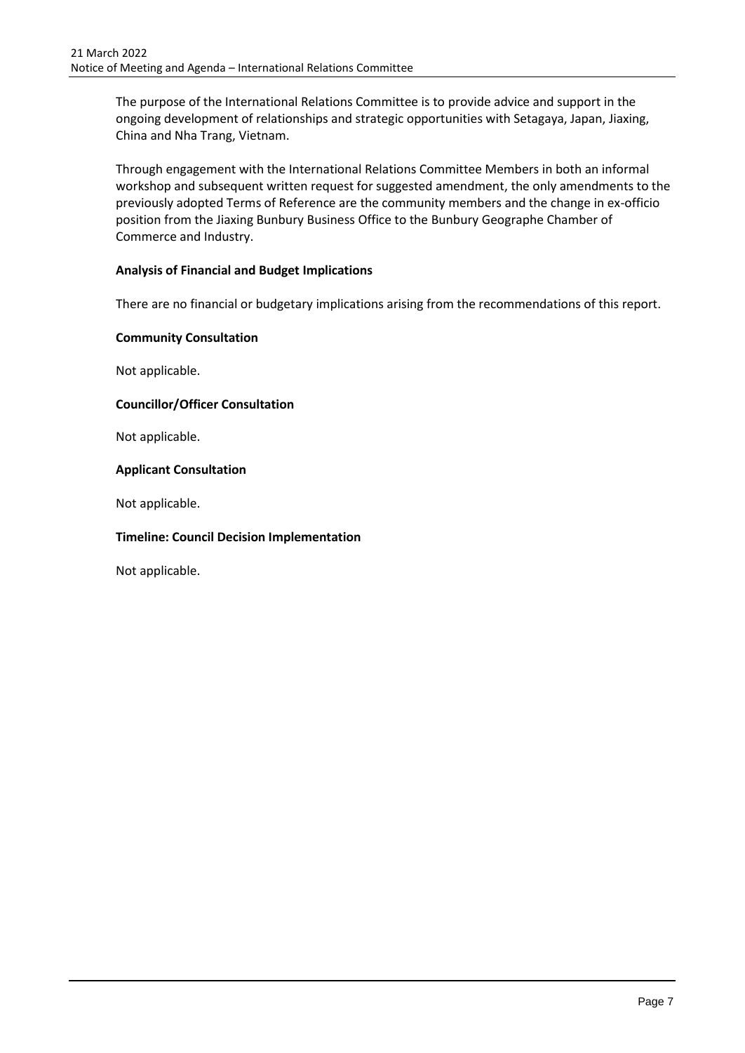The purpose of the International Relations Committee is to provide advice and support in the ongoing development of relationships and strategic opportunities with Setagaya, Japan, Jiaxing, China and Nha Trang, Vietnam.

Through engagement with the International Relations Committee Members in both an informal workshop and subsequent written request for suggested amendment, the only amendments to the previously adopted Terms of Reference are the community members and the change in ex-officio position from the Jiaxing Bunbury Business Office to the Bunbury Geographe Chamber of Commerce and Industry.

**Analysis of Financial and Budget Implications**

There are no financial or budgetary implications arising from the recommendations of this report.

**Community Consultation**

Not applicable.

**Councillor/Officer Consultation**

Not applicable.

**Applicant Consultation**

Not applicable.

**Timeline: Council Decision Implementation**

Not applicable.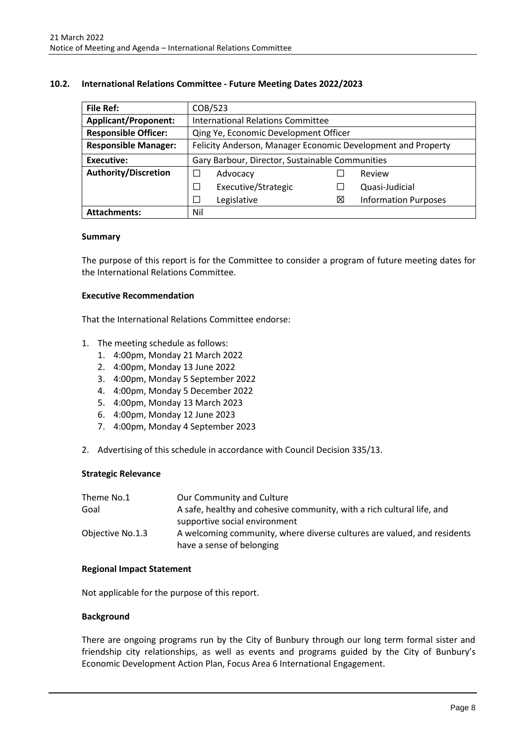## 10.2. International Relations Committee - Future Meeting Dates 2022/2023

| **File Ref:** | COB/523 | | | |
|---|---|---|---|---|
| **Applicant/Proponent:** | International Relations Committee | | | |
| **Responsible Officer:** | Qing Ye, Economic Development Officer | | | |
| **Responsible Manager:** | Felicity Anderson, Manager Economic Development and Property | | | |
| **Executive:** | Gary Barbour, Director, Sustainable Communities | | | |
| **Authority/Discretion** | ☐ Advocacy | | ☐ | Review |
| | ☐ Executive/Strategic | | ☐ | Quasi-Judicial |
| | ☐ Legislative | | ☒ | Information Purposes |
| **Attachments:** | Nil | | | |

### Summary

The purpose of this report is for the Committee to consider a program of future meeting dates for the International Relations Committee.

### Executive Recommendation

That the International Relations Committee endorse:

1. The meeting schedule as follows:
   1. 4:00pm, Monday 21 March 2022
   2. 4:00pm, Monday 13 June 2022
   3. 4:00pm, Monday 5 September 2022
   4. 4:00pm, Monday 5 December 2022
   5. 4:00pm, Monday 13 March 2023
   6. 4:00pm, Monday 12 June 2023
   7. 4:00pm, Monday 4 September 2023
2. Advertising of this schedule in accordance with Council Decision 335/13.

### Strategic Relevance

| | |
|---|---|
| Theme No.1 | Our Community and Culture |
| Goal | A safe, healthy and cohesive community, with a rich cultural life, and supportive social environment |
| Objective No.1.3 | A welcoming community, where diverse cultures are valued, and residents have a sense of belonging |

### Regional Impact Statement

Not applicable for the purpose of this report.

### Background

There are ongoing programs run by the City of Bunbury through our long term formal sister and friendship city relationships, as well as events and programs guided by the City of Bunbury's Economic Development Action Plan, Focus Area 6 International Engagement.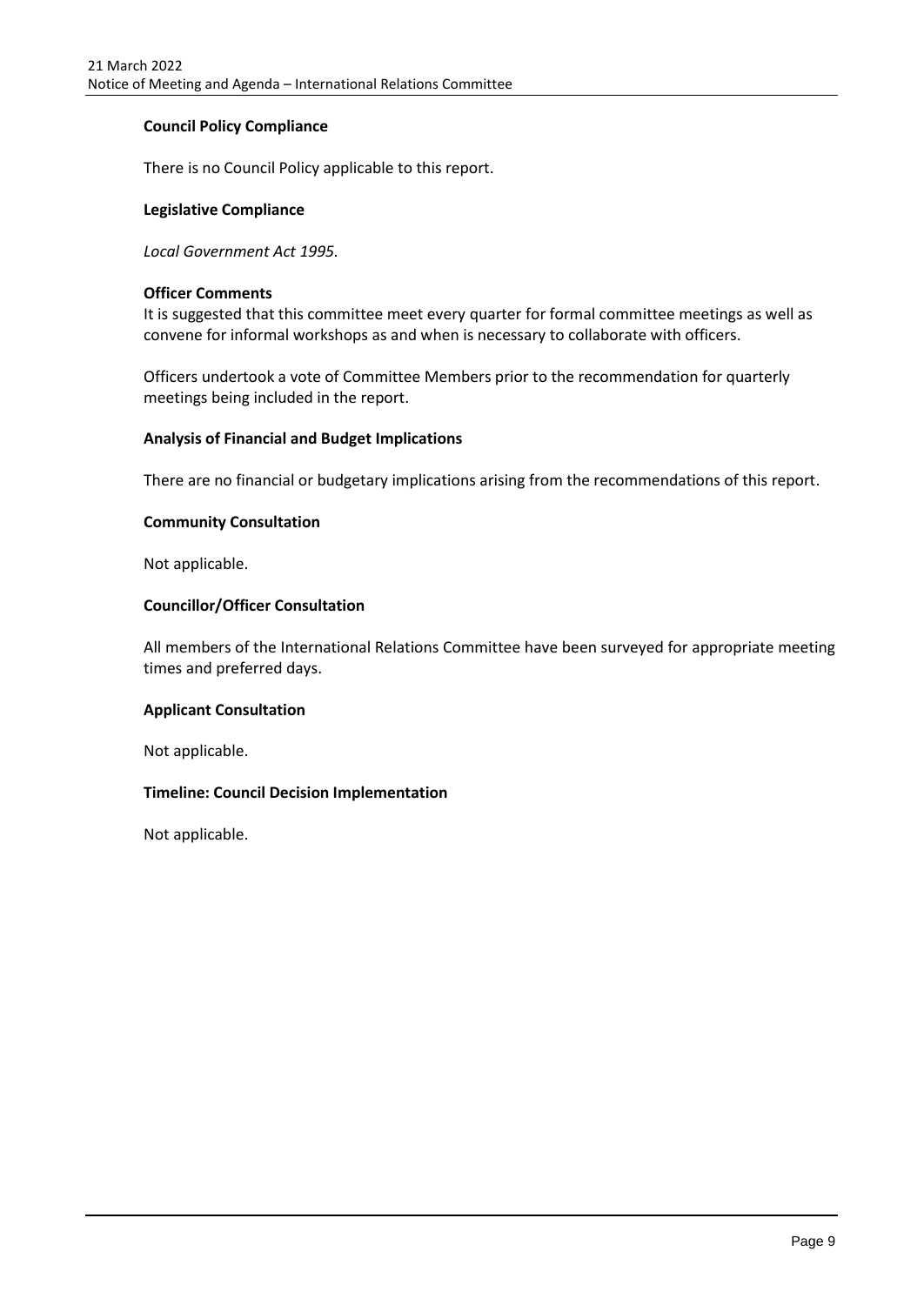**Council Policy Compliance**

There is no Council Policy applicable to this report.

**Legislative Compliance**

*Local Government Act 1995*.

**Officer Comments**

It is suggested that this committee meet every quarter for formal committee meetings as well as convene for informal workshops as and when is necessary to collaborate with officers.

Officers undertook a vote of Committee Members prior to the recommendation for quarterly meetings being included in the report.

**Analysis of Financial and Budget Implications**

There are no financial or budgetary implications arising from the recommendations of this report.

**Community Consultation**

Not applicable.

**Councillor/Officer Consultation**

All members of the International Relations Committee have been surveyed for appropriate meeting times and preferred days.

**Applicant Consultation**

Not applicable.

**Timeline: Council Decision Implementation**

Not applicable.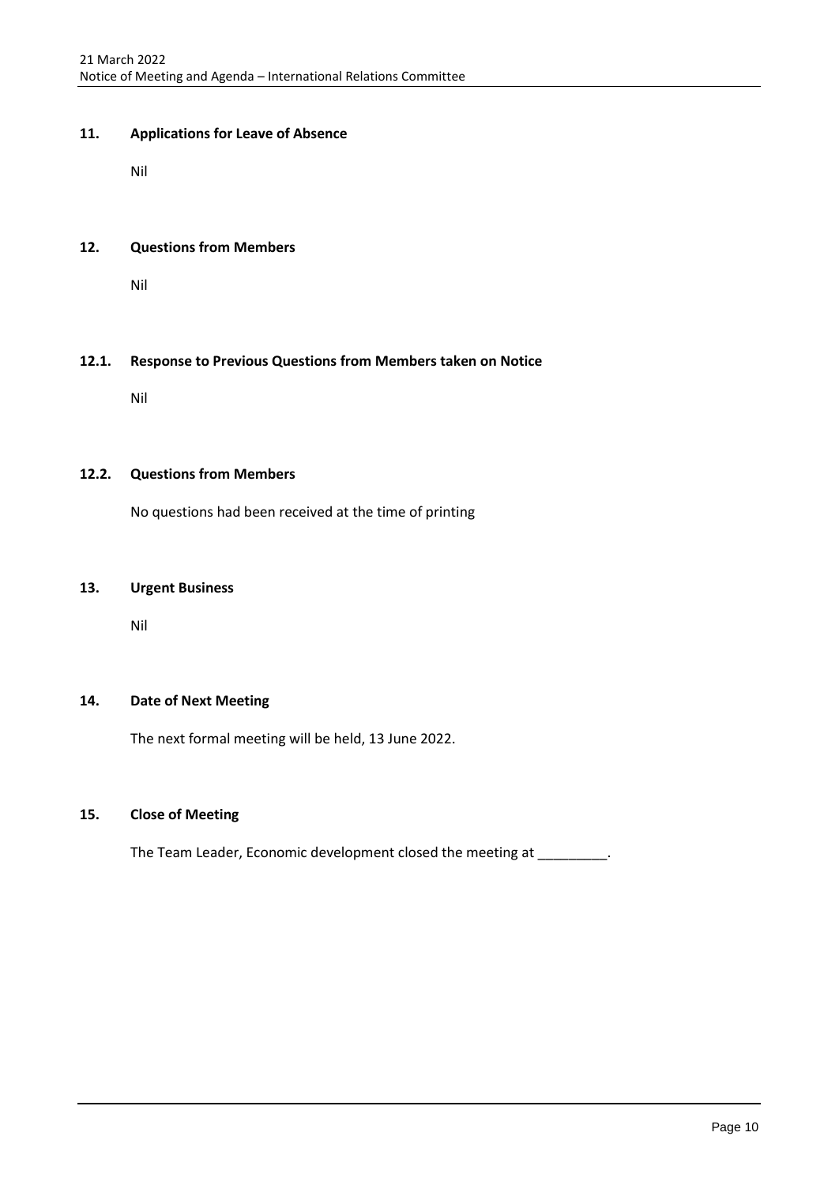## 11. Applications for Leave of Absence

Nil

## 12. Questions from Members

Nil

### 12.1. Response to Previous Questions from Members taken on Notice

Nil

### 12.2. Questions from Members

No questions had been received at the time of printing

## 13. Urgent Business

Nil

## 14. Date of Next Meeting

The next formal meeting will be held, 13 June 2022.

## 15. Close of Meeting

The Team Leader, Economic development closed the meeting at _________.